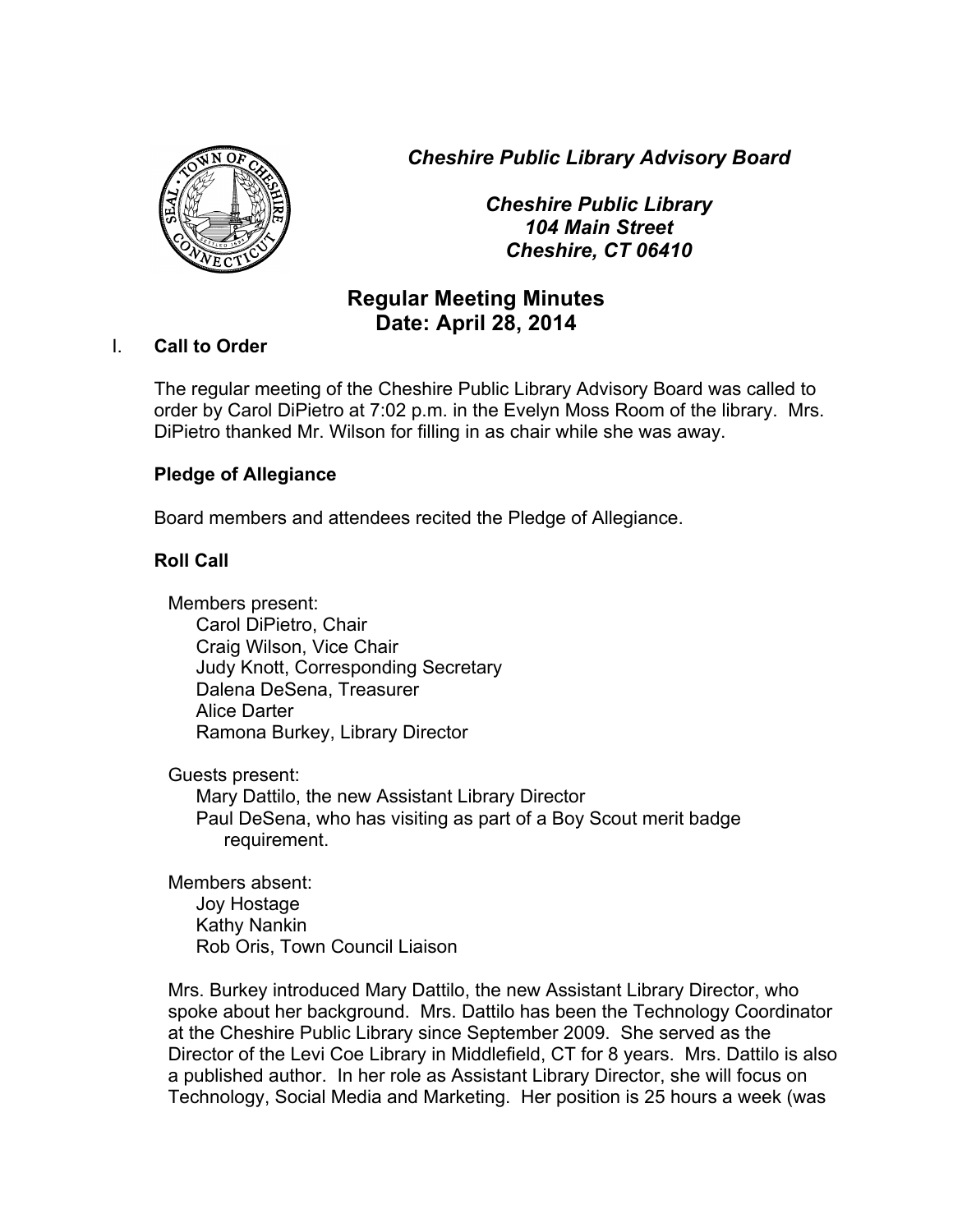*Cheshire Public Library Advisory Board*

*Cheshire Public Library*
*104 Main Street*
*Cheshire, CT 06410*

# Regular Meeting Minutes
## Date: April 28, 2014

I. **Call to Order**

The regular meeting of the Cheshire Public Library Advisory Board was called to order by Carol DiPietro at 7:02 p.m. in the Evelyn Moss Room of the library. Mrs. DiPietro thanked Mr. Wilson for filling in as chair while she was away.

**Pledge of Allegiance**

Board members and attendees recited the Pledge of Allegiance.

**Roll Call**

Members present:
- Carol DiPietro, Chair
- Craig Wilson, Vice Chair
- Judy Knott, Corresponding Secretary
- Dalena DeSena, Treasurer
- Alice Darter
- Ramona Burkey, Library Director

Guests present:
- Mary Dattilo, the new Assistant Library Director
- Paul DeSena, who has visiting as part of a Boy Scout merit badge requirement.

Members absent:
- Joy Hostage
- Kathy Nankin
- Rob Oris, Town Council Liaison

Mrs. Burkey introduced Mary Dattilo, the new Assistant Library Director, who spoke about her background. Mrs. Dattilo has been the Technology Coordinator at the Cheshire Public Library since September 2009. She served as the Director of the Levi Coe Library in Middlefield, CT for 8 years. Mrs. Dattilo is also a published author. In her role as Assistant Library Director, she will focus on Technology, Social Media and Marketing. Her position is 25 hours a week (was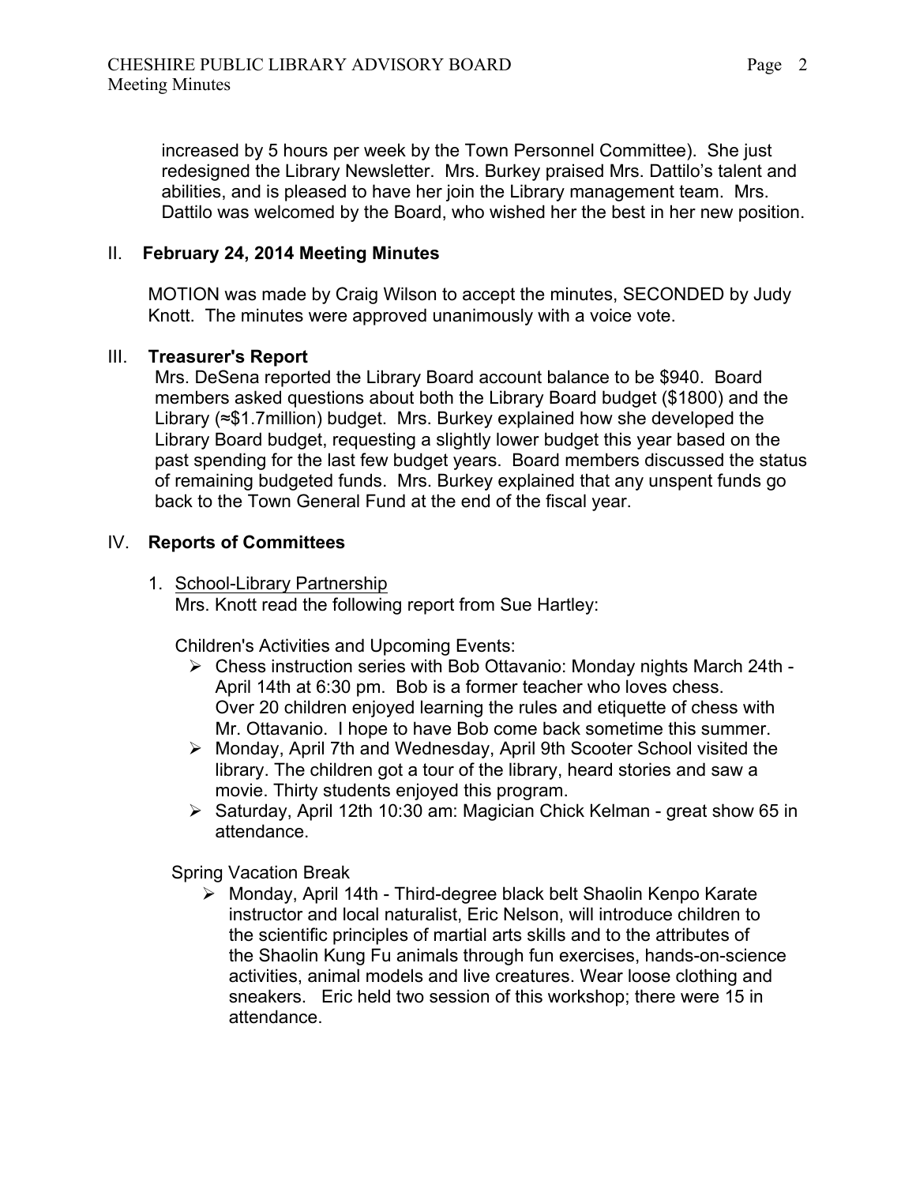increased by 5 hours per week by the Town Personnel Committee). She just redesigned the Library Newsletter. Mrs. Burkey praised Mrs. Dattilo's talent and abilities, and is pleased to have her join the Library management team. Mrs. Dattilo was welcomed by the Board, who wished her the best in her new position.

## II. February 24, 2014 Meeting Minutes

MOTION was made by Craig Wilson to accept the minutes, SECONDED by Judy Knott. The minutes were approved unanimously with a voice vote.

## III. Treasurer's Report

Mrs. DeSena reported the Library Board account balance to be $940. Board members asked questions about both the Library Board budget ($1800) and the Library (≈$1.7million) budget. Mrs. Burkey explained how she developed the Library Board budget, requesting a slightly lower budget this year based on the past spending for the last few budget years. Board members discussed the status of remaining budgeted funds. Mrs. Burkey explained that any unspent funds go back to the Town General Fund at the end of the fiscal year.

## IV. Reports of Committees

1. <u>School-Library Partnership</u>
   Mrs. Knott read the following report from Sue Hartley:

   Children's Activities and Upcoming Events:

   - Chess instruction series with Bob Ottavanio: Monday nights March 24th - April 14th at 6:30 pm. Bob is a former teacher who loves chess. Over 20 children enjoyed learning the rules and etiquette of chess with Mr. Ottavanio. I hope to have Bob come back sometime this summer.
   - Monday, April 7th and Wednesday, April 9th Scooter School visited the library. The children got a tour of the library, heard stories and saw a movie. Thirty students enjoyed this program.
   - Saturday, April 12th 10:30 am: Magician Chick Kelman - great show 65 in attendance.

   Spring Vacation Break

   - Monday, April 14th - Third-degree black belt Shaolin Kenpo Karate instructor and local naturalist, Eric Nelson, will introduce children to the scientific principles of martial arts skills and to the attributes of the Shaolin Kung Fu animals through fun exercises, hands-on-science activities, animal models and live creatures. Wear loose clothing and sneakers. Eric held two session of this workshop; there were 15 in attendance.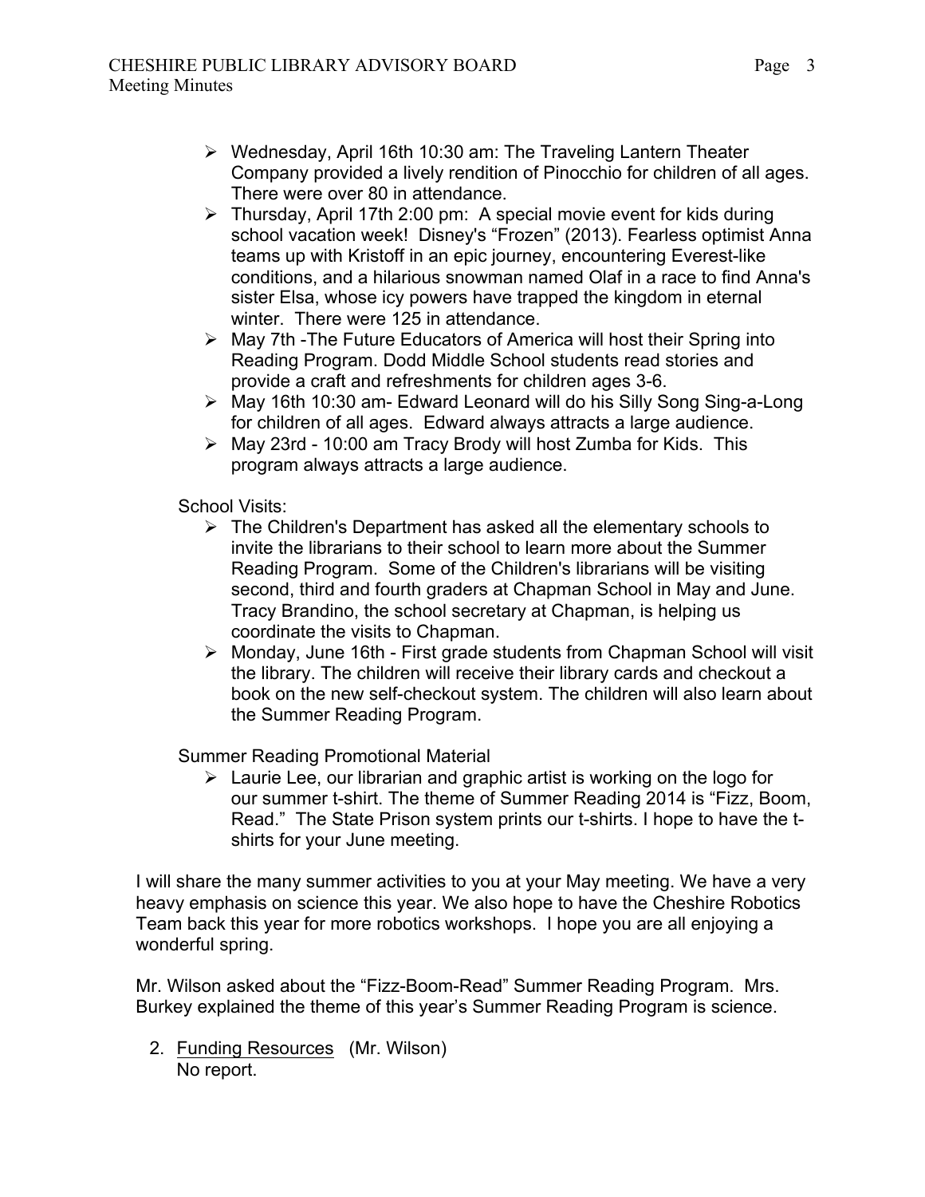- Wednesday, April 16th 10:30 am: The Traveling Lantern Theater Company provided a lively rendition of Pinocchio for children of all ages. There were over 80 in attendance.
- Thursday, April 17th 2:00 pm: A special movie event for kids during school vacation week! Disney's "Frozen" (2013). Fearless optimist Anna teams up with Kristoff in an epic journey, encountering Everest-like conditions, and a hilarious snowman named Olaf in a race to find Anna's sister Elsa, whose icy powers have trapped the kingdom in eternal winter. There were 125 in attendance.
- May 7th -The Future Educators of America will host their Spring into Reading Program. Dodd Middle School students read stories and provide a craft and refreshments for children ages 3-6.
- May 16th 10:30 am- Edward Leonard will do his Silly Song Sing-a-Long for children of all ages. Edward always attracts a large audience.
- May 23rd - 10:00 am Tracy Brody will host Zumba for Kids. This program always attracts a large audience.

School Visits:

- The Children's Department has asked all the elementary schools to invite the librarians to their school to learn more about the Summer Reading Program. Some of the Children's librarians will be visiting second, third and fourth graders at Chapman School in May and June. Tracy Brandino, the school secretary at Chapman, is helping us coordinate the visits to Chapman.
- Monday, June 16th - First grade students from Chapman School will visit the library. The children will receive their library cards and checkout a book on the new self-checkout system. The children will also learn about the Summer Reading Program.

Summer Reading Promotional Material

- Laurie Lee, our librarian and graphic artist is working on the logo for our summer t-shirt. The theme of Summer Reading 2014 is "Fizz, Boom, Read." The State Prison system prints our t-shirts. I hope to have the t-shirts for your June meeting.

I will share the many summer activities to you at your May meeting. We have a very heavy emphasis on science this year. We also hope to have the Cheshire Robotics Team back this year for more robotics workshops. I hope you are all enjoying a wonderful spring.

Mr. Wilson asked about the "Fizz-Boom-Read" Summer Reading Program. Mrs. Burkey explained the theme of this year's Summer Reading Program is science.

2. Funding Resources (Mr. Wilson)
   No report.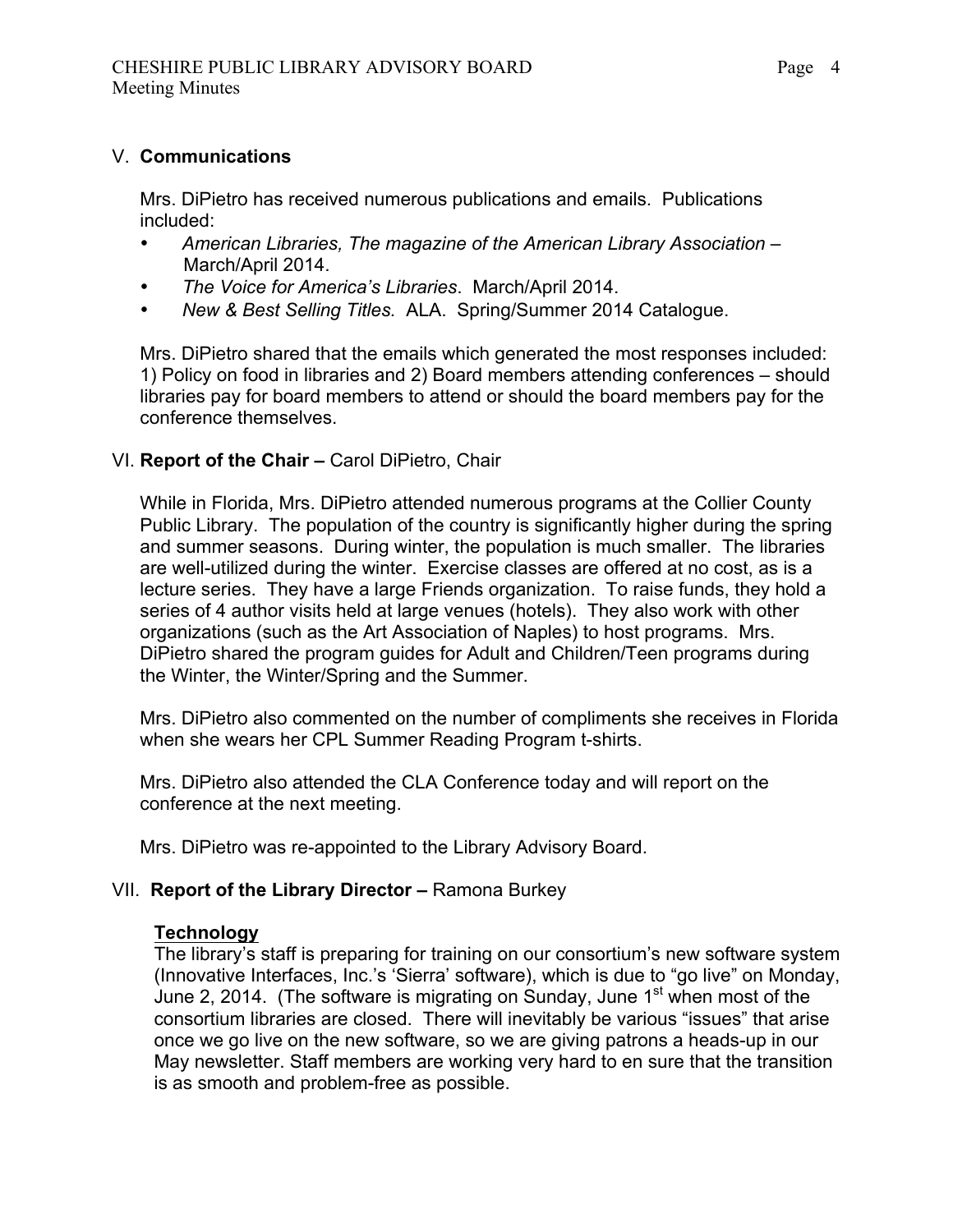## V. **Communications**

Mrs. DiPietro has received numerous publications and emails. Publications included:

- *American Libraries, The magazine of the American Library Association* – March/April 2014.
- *The Voice for America's Libraries*. March/April 2014.
- *New & Best Selling Titles.* ALA. Spring/Summer 2014 Catalogue.

Mrs. DiPietro shared that the emails which generated the most responses included: 1) Policy on food in libraries and 2) Board members attending conferences – should libraries pay for board members to attend or should the board members pay for the conference themselves.

## VI. **Report of the Chair –** Carol DiPietro, Chair

While in Florida, Mrs. DiPietro attended numerous programs at the Collier County Public Library. The population of the country is significantly higher during the spring and summer seasons. During winter, the population is much smaller. The libraries are well-utilized during the winter. Exercise classes are offered at no cost, as is a lecture series. They have a large Friends organization. To raise funds, they hold a series of 4 author visits held at large venues (hotels). They also work with other organizations (such as the Art Association of Naples) to host programs. Mrs. DiPietro shared the program guides for Adult and Children/Teen programs during the Winter, the Winter/Spring and the Summer.

Mrs. DiPietro also commented on the number of compliments she receives in Florida when she wears her CPL Summer Reading Program t-shirts.

Mrs. DiPietro also attended the CLA Conference today and will report on the conference at the next meeting.

Mrs. DiPietro was re-appointed to the Library Advisory Board.

## VII. **Report of the Library Director –** Ramona Burkey

### **Technology**

The library's staff is preparing for training on our consortium's new software system (Innovative Interfaces, Inc.'s 'Sierra' software), which is due to "go live" on Monday, June 2, 2014. (The software is migrating on Sunday, June 1st when most of the consortium libraries are closed. There will inevitably be various "issues" that arise once we go live on the new software, so we are giving patrons a heads-up in our May newsletter. Staff members are working very hard to en sure that the transition is as smooth and problem-free as possible.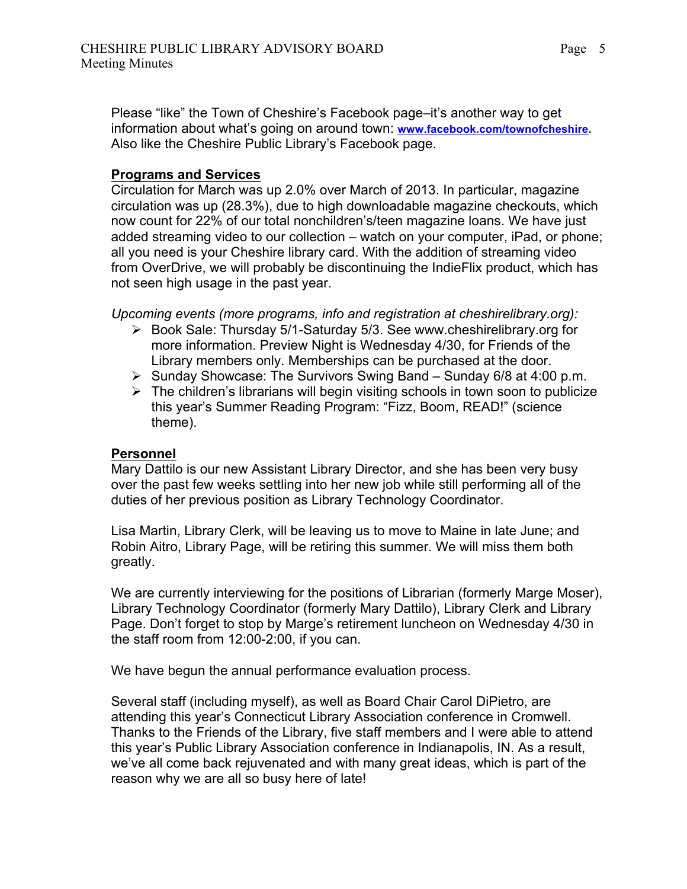Please "like" the Town of Cheshire's Facebook page–it's another way to get information about what's going on around town: **www.facebook.com/townofcheshire**. Also like the Cheshire Public Library's Facebook page.

**Programs and Services**

Circulation for March was up 2.0% over March of 2013. In particular, magazine circulation was up (28.3%), due to high downloadable magazine checkouts, which now count for 22% of our total nonchildren's/teen magazine loans. We have just added streaming video to our collection – watch on your computer, iPad, or phone; all you need is your Cheshire library card. With the addition of streaming video from OverDrive, we will probably be discontinuing the IndieFlix product, which has not seen high usage in the past year.

*Upcoming events (more programs, info and registration at cheshirelibrary.org):*

- Book Sale: Thursday 5/1-Saturday 5/3. See www.cheshirelibrary.org for more information. Preview Night is Wednesday 4/30, for Friends of the Library members only. Memberships can be purchased at the door.
- Sunday Showcase: The Survivors Swing Band – Sunday 6/8 at 4:00 p.m.
- The children's librarians will begin visiting schools in town soon to publicize this year's Summer Reading Program: "Fizz, Boom, READ!" (science theme).

**Personnel**

Mary Dattilo is our new Assistant Library Director, and she has been very busy over the past few weeks settling into her new job while still performing all of the duties of her previous position as Library Technology Coordinator.

Lisa Martin, Library Clerk, will be leaving us to move to Maine in late June; and Robin Aitro, Library Page, will be retiring this summer. We will miss them both greatly.

We are currently interviewing for the positions of Librarian (formerly Marge Moser), Library Technology Coordinator (formerly Mary Dattilo), Library Clerk and Library Page. Don't forget to stop by Marge's retirement luncheon on Wednesday 4/30 in the staff room from 12:00-2:00, if you can.

We have begun the annual performance evaluation process.

Several staff (including myself), as well as Board Chair Carol DiPietro, are attending this year's Connecticut Library Association conference in Cromwell. Thanks to the Friends of the Library, five staff members and I were able to attend this year's Public Library Association conference in Indianapolis, IN. As a result, we've all come back rejuvenated and with many great ideas, which is part of the reason why we are all so busy here of late!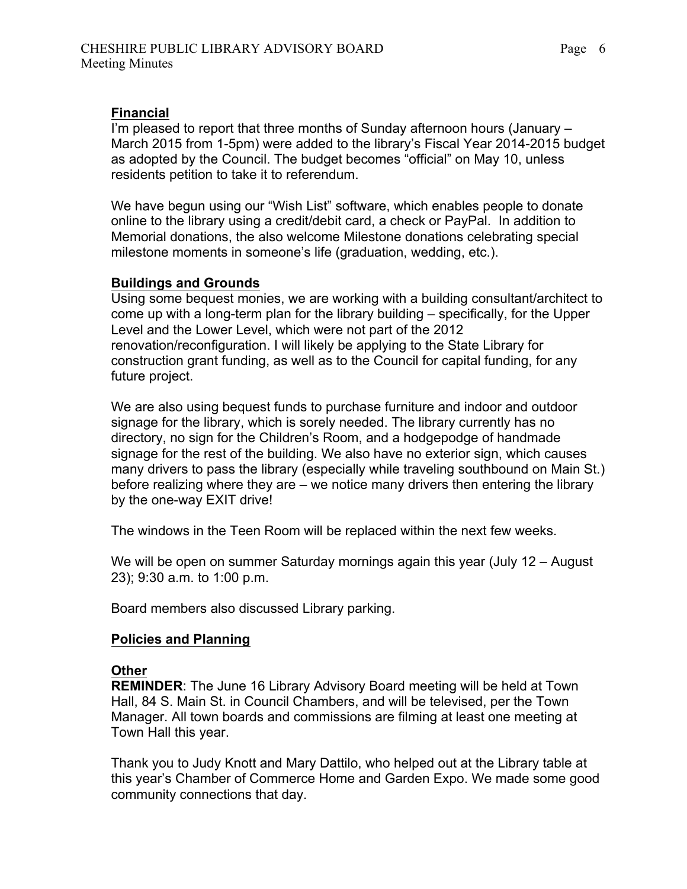**Financial**

I'm pleased to report that three months of Sunday afternoon hours (January – March 2015 from 1-5pm) were added to the library's Fiscal Year 2014-2015 budget as adopted by the Council. The budget becomes "official" on May 10, unless residents petition to take it to referendum.

We have begun using our "Wish List" software, which enables people to donate online to the library using a credit/debit card, a check or PayPal. In addition to Memorial donations, the also welcome Milestone donations celebrating special milestone moments in someone's life (graduation, wedding, etc.).

**Buildings and Grounds**

Using some bequest monies, we are working with a building consultant/architect to come up with a long-term plan for the library building – specifically, for the Upper Level and the Lower Level, which were not part of the 2012 renovation/reconfiguration. I will likely be applying to the State Library for construction grant funding, as well as to the Council for capital funding, for any future project.

We are also using bequest funds to purchase furniture and indoor and outdoor signage for the library, which is sorely needed. The library currently has no directory, no sign for the Children's Room, and a hodgepodge of handmade signage for the rest of the building. We also have no exterior sign, which causes many drivers to pass the library (especially while traveling southbound on Main St.) before realizing where they are – we notice many drivers then entering the library by the one-way EXIT drive!

The windows in the Teen Room will be replaced within the next few weeks.

We will be open on summer Saturday mornings again this year (July 12 – August 23); 9:30 a.m. to 1:00 p.m.

Board members also discussed Library parking.

**Policies and Planning**

**Other**

**REMINDER**: The June 16 Library Advisory Board meeting will be held at Town Hall, 84 S. Main St. in Council Chambers, and will be televised, per the Town Manager. All town boards and commissions are filming at least one meeting at Town Hall this year.

Thank you to Judy Knott and Mary Dattilo, who helped out at the Library table at this year's Chamber of Commerce Home and Garden Expo. We made some good community connections that day.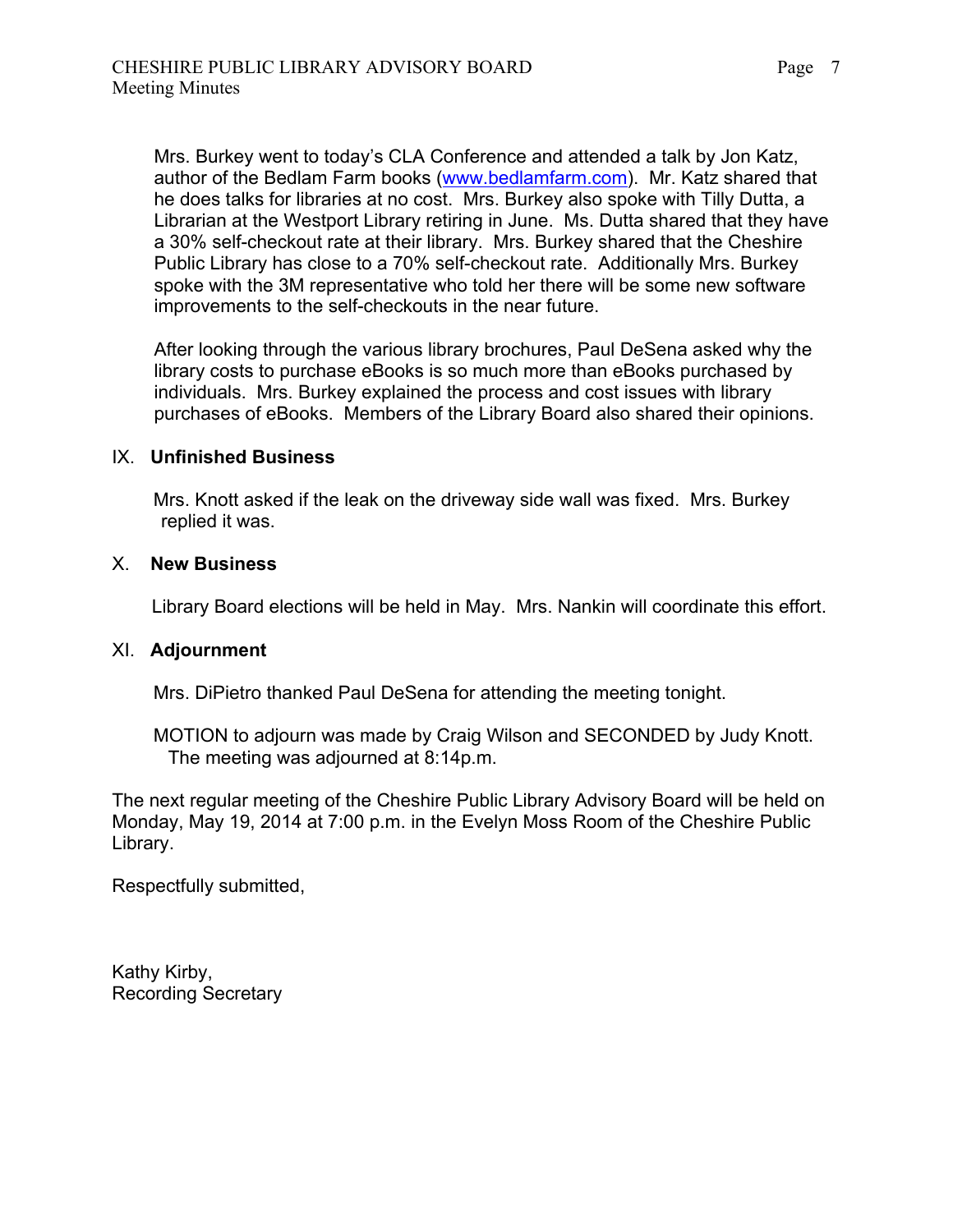Mrs. Burkey went to today's CLA Conference and attended a talk by Jon Katz, author of the Bedlam Farm books (www.bedlamfarm.com). Mr. Katz shared that he does talks for libraries at no cost. Mrs. Burkey also spoke with Tilly Dutta, a Librarian at the Westport Library retiring in June. Ms. Dutta shared that they have a 30% self-checkout rate at their library. Mrs. Burkey shared that the Cheshire Public Library has close to a 70% self-checkout rate. Additionally Mrs. Burkey spoke with the 3M representative who told her there will be some new software improvements to the self-checkouts in the near future.

After looking through the various library brochures, Paul DeSena asked why the library costs to purchase eBooks is so much more than eBooks purchased by individuals. Mrs. Burkey explained the process and cost issues with library purchases of eBooks. Members of the Library Board also shared their opinions.

## IX. Unfinished Business

Mrs. Knott asked if the leak on the driveway side wall was fixed. Mrs. Burkey replied it was.

## X. New Business

Library Board elections will be held in May. Mrs. Nankin will coordinate this effort.

## XI. Adjournment

Mrs. DiPietro thanked Paul DeSena for attending the meeting tonight.

MOTION to adjourn was made by Craig Wilson and SECONDED by Judy Knott. The meeting was adjourned at 8:14p.m.

The next regular meeting of the Cheshire Public Library Advisory Board will be held on Monday, May 19, 2014 at 7:00 p.m. in the Evelyn Moss Room of the Cheshire Public Library.

Respectfully submitted,

Kathy Kirby,
Recording Secretary